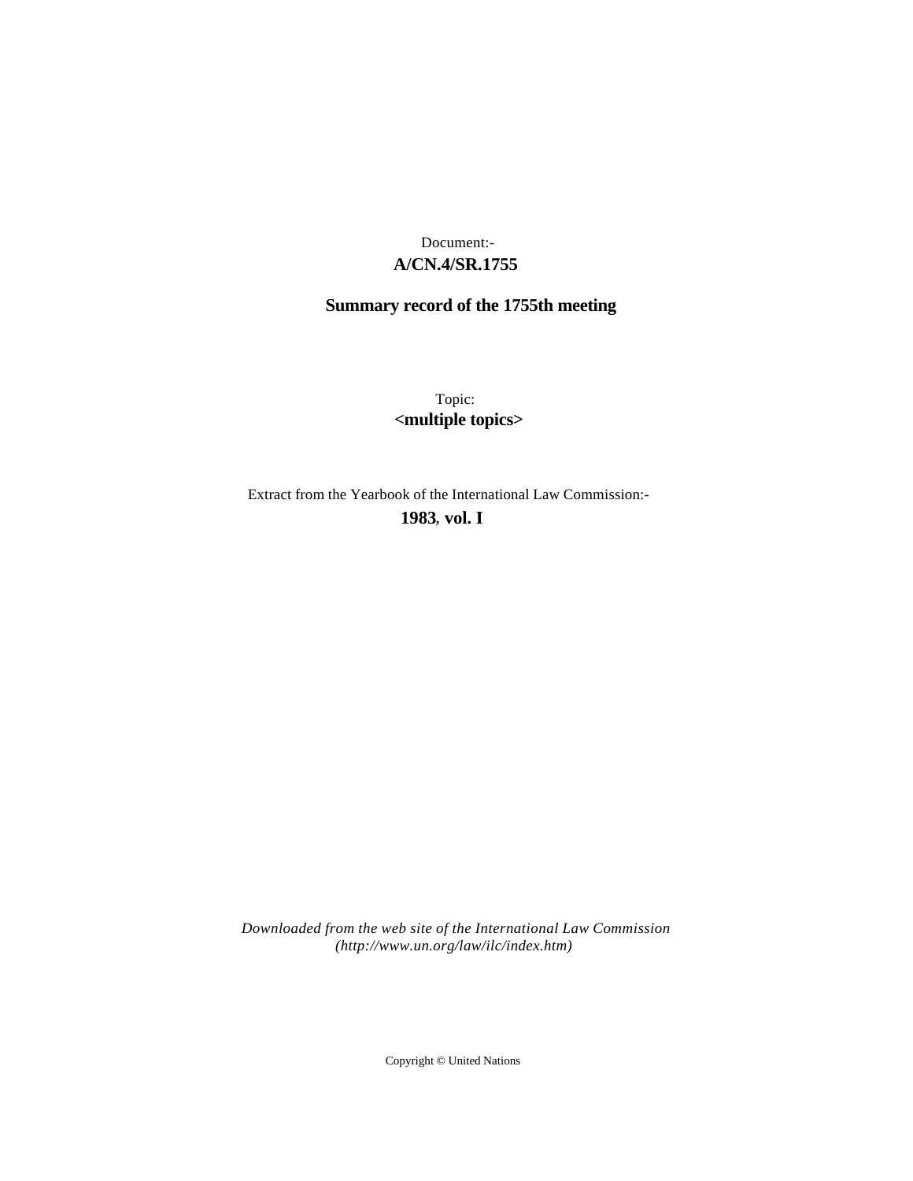Document:-

**A/CN.4/SR.1755**

**Summary record of the 1755th meeting**

Topic:

**<multiple topics>**

Extract from the Yearbook of the International Law Commission:-

**1983, vol. I**

*Downloaded from the web site of the International Law Commission (http://www.un.org/law/ilc/index.htm)*

Copyright © United Nations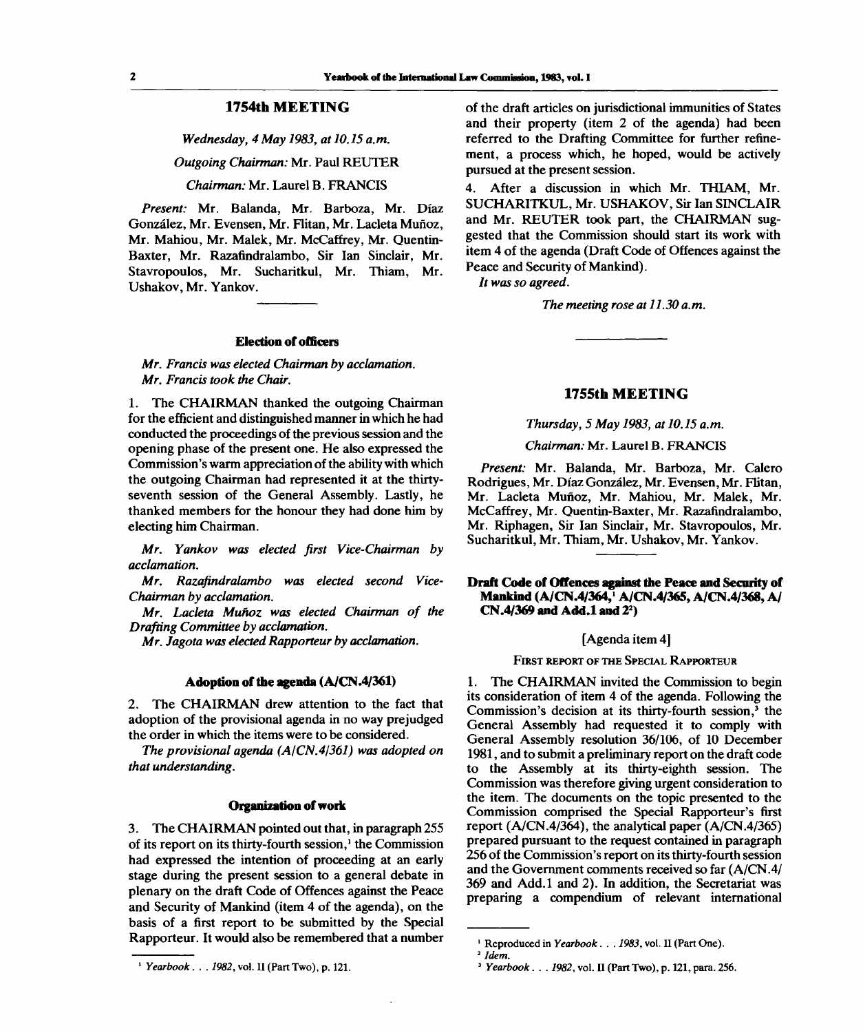## 1754th MEETING

*Wednesday, 4 May 1983, at 10.15 a.m.*

*Outgoing Chairman:* Mr. Paul REUTER

*Chairman:* Mr. Laurel B. FRANCIS

*Present:* Mr. Balanda, Mr. Barboza, Mr. Díaz González, Mr. Evensen, Mr. Flitan, Mr. Lacleta Muñoz, Mr. Mahiou, Mr. Malek, Mr. McCaffrey, Mr. Quentin-Baxter, Mr. Razafindralambo, Sir Ian Sinclair, Mr. Stavropoulos, Mr. Sucharitkul, Mr. Thiam, Mr. Ushakov, Mr. Yankov.

### Election of officers

*Mr. Francis was elected Chairman by acclamation.*
*Mr. Francis took the Chair.*

1. The CHAIRMAN thanked the outgoing Chairman for the efficient and distinguished manner in which he had conducted the proceedings of the previous session and the opening phase of the present one. He also expressed the Commission's warm appreciation of the ability with which the outgoing Chairman had represented it at the thirty-seventh session of the General Assembly. Lastly, he thanked members for the honour they had done him by electing him Chairman.

*Mr. Yankov was elected first Vice-Chairman by acclamation.*

*Mr. Razafindralambo was elected second Vice-Chairman by acclamation.*

*Mr. Lacleta Muñoz was elected Chairman of the Drafting Committee by acclamation.*

*Mr. Jagota was elected Rapporteur by acclamation.*

### Adoption of the agenda (A/CN.4/361)

2. The CHAIRMAN drew attention to the fact that adoption of the provisional agenda in no way prejudged the order in which the items were to be considered.

*The provisional agenda (A/CN.4/361) was adopted on that understanding.*

### Organization of work

3. The CHAIRMAN pointed out that, in paragraph 255 of its report on its thirty-fourth session,[1] the Commission had expressed the intention of proceeding at an early stage during the present session to a general debate in plenary on the draft Code of Offences against the Peace and Security of Mankind (item 4 of the agenda), on the basis of a first report to be submitted by the Special Rapporteur. It would also be remembered that a number of the draft articles on jurisdictional immunities of States and their property (item 2 of the agenda) had been referred to the Drafting Committee for further refinement, a process which, he hoped, would be actively pursued at the present session.

4. After a discussion in which Mr. THIAM, Mr. SUCHARITKUL, Mr. USHAKOV, Sir Ian SINCLAIR and Mr. REUTER took part, the CHAIRMAN suggested that the Commission should start its work with item 4 of the agenda (Draft Code of Offences against the Peace and Security of Mankind).

*It was so agreed.*

*The meeting rose at 11.30 a.m.*

[1] *Yearbook . . . 1982*, vol. II (Part Two), p. 121.

## 1755th MEETING

*Thursday, 5 May 1983, at 10.15 a.m.*

*Chairman:* Mr. Laurel B. FRANCIS

*Present:* Mr. Balanda, Mr. Barboza, Mr. Calero Rodrigues, Mr. Díaz González, Mr. Evensen, Mr. Flitan, Mr. Lacleta Muñoz, Mr. Mahiou, Mr. Malek, Mr. McCaffrey, Mr. Quentin-Baxter, Mr. Razafindralambo, Mr. Riphagen, Sir Ian Sinclair, Mr. Stavropoulos, Mr. Sucharitkul, Mr. Thiam, Mr. Ushakov, Mr. Yankov.

### Draft Code of Offences against the Peace and Security of Mankind (A/CN.4/364,[1] A/CN.4/365, A/CN.4/368, A/CN.4/369 and Add.1 and 2[2])

[Agenda item 4]

FIRST REPORT OF THE SPECIAL RAPPORTEUR

1. The CHAIRMAN invited the Commission to begin its consideration of item 4 of the agenda. Following the Commission's decision at its thirty-fourth session,[3] the General Assembly had requested it to comply with General Assembly resolution 36/106, of 10 December 1981, and to submit a preliminary report on the draft code to the Assembly at its thirty-eighth session. The Commission was therefore giving urgent consideration to the item. The documents on the topic presented to the Commission comprised the Special Rapporteur's first report (A/CN.4/364), the analytical paper (A/CN.4/365) prepared pursuant to the request contained in paragraph 256 of the Commission's report on its thirty-fourth session and the Government comments received so far (A/CN.4/369 and Add.1 and 2). In addition, the Secretariat was preparing a compendium of relevant international

[1] Reproduced in *Yearbook . . . 1983*, vol. II (Part One).

[2] *Idem.*

[3] *Yearbook . . . 1982*, vol. II (Part Two), p. 121, para. 256.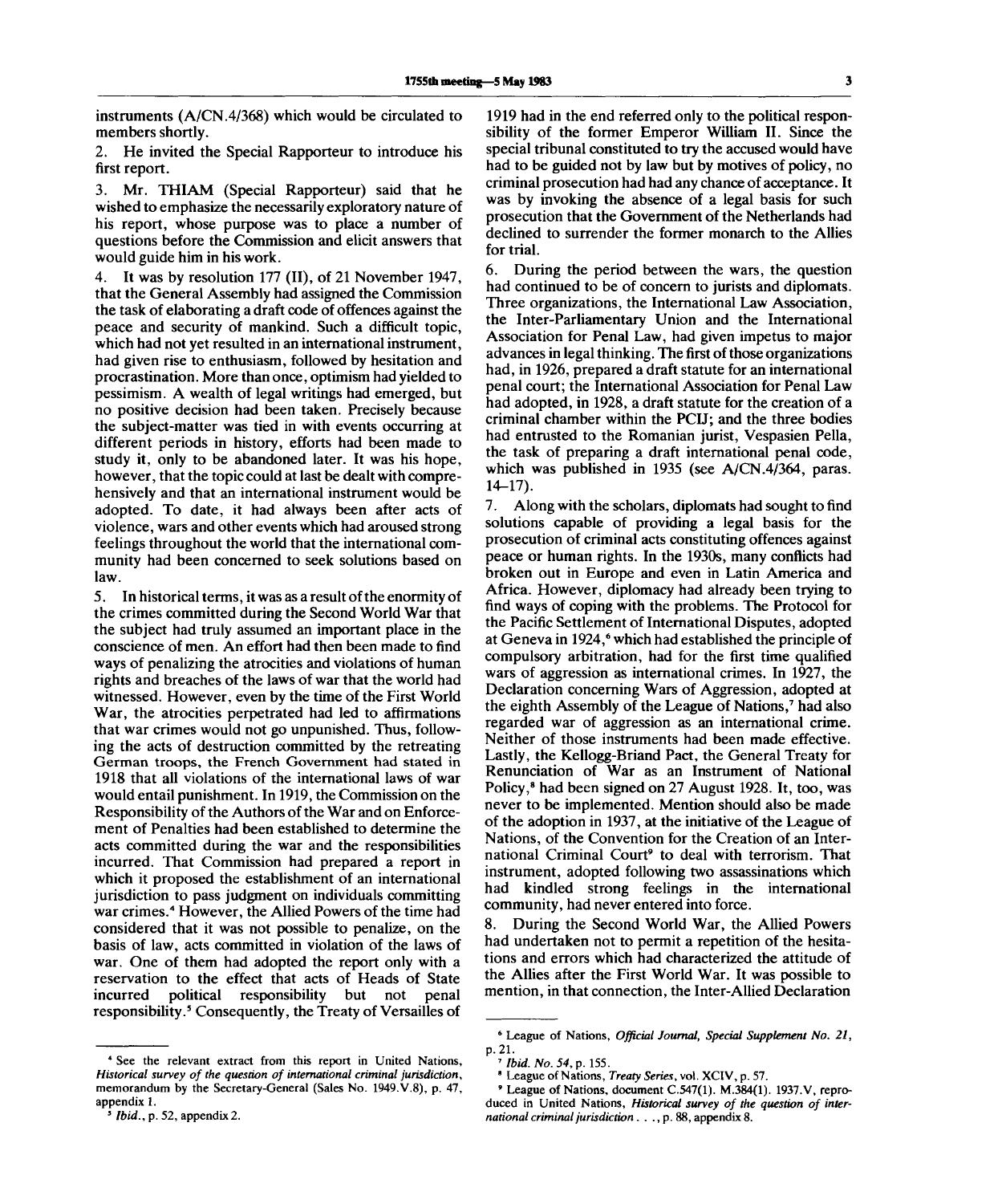instruments (A/CN.4/368) which would be circulated to members shortly.

2. He invited the Special Rapporteur to introduce his first report.

3. Mr. THIAM (Special Rapporteur) said that he wished to emphasize the necessarily exploratory nature of his report, whose purpose was to place a number of questions before the Commission and elicit answers that would guide him in his work.

4. It was by resolution 177 (II), of 21 November 1947, that the General Assembly had assigned the Commission the task of elaborating a draft code of offences against the peace and security of mankind. Such a difficult topic, which had not yet resulted in an international instrument, had given rise to enthusiasm, followed by hesitation and procrastination. More than once, optimism had yielded to pessimism. A wealth of legal writings had emerged, but no positive decision had been taken. Precisely because the subject-matter was tied in with events occurring at different periods in history, efforts had been made to study it, only to be abandoned later. It was his hope, however, that the topic could at last be dealt with comprehensively and that an international instrument would be adopted. To date, it had always been after acts of violence, wars and other events which had aroused strong feelings throughout the world that the international community had been concerned to seek solutions based on law.

5. In historical terms, it was as a result of the enormity of the crimes committed during the Second World War that the subject had truly assumed an important place in the conscience of men. An effort had then been made to find ways of penalizing the atrocities and violations of human rights and breaches of the laws of war that the world had witnessed. However, even by the time of the First World War, the atrocities perpetrated had led to affirmations that war crimes would not go unpunished. Thus, following the acts of destruction committed by the retreating German troops, the French Government had stated in 1918 that all violations of the international laws of war would entail punishment. In 1919, the Commission on the Responsibility of the Authors of the War and on Enforcement of Penalties had been established to determine the acts committed during the war and the responsibilities incurred. That Commission had prepared a report in which it proposed the establishment of an international jurisdiction to pass judgment on individuals committing war crimes.[4] However, the Allied Powers of the time had considered that it was not possible to penalize, on the basis of law, acts committed in violation of the laws of war. One of them had adopted the report only with a reservation to the effect that acts of Heads of State incurred political responsibility but not penal responsibility.[5] Consequently, the Treaty of Versailles of 1919 had in the end referred only to the political responsibility of the former Emperor William II. Since the special tribunal constituted to try the accused would have had to be guided not by law but by motives of policy, no criminal prosecution had had any chance of acceptance. It was by invoking the absence of a legal basis for such prosecution that the Government of the Netherlands had declined to surrender the former monarch to the Allies for trial.

6. During the period between the wars, the question had continued to be of concern to jurists and diplomats. Three organizations, the International Law Association, the Inter-Parliamentary Union and the International Association for Penal Law, had given impetus to major advances in legal thinking. The first of those organizations had, in 1926, prepared a draft statute for an international penal court; the International Association for Penal Law had adopted, in 1928, a draft statute for the creation of a criminal chamber within the PCIJ; and the three bodies had entrusted to the Romanian jurist, Vespasien Pella, the task of preparing a draft international penal code, which was published in 1935 (see A/CN.4/364, paras. 14–17).

7. Along with the scholars, diplomats had sought to find solutions capable of providing a legal basis for the prosecution of criminal acts constituting offences against peace or human rights. In the 1930s, many conflicts had broken out in Europe and even in Latin America and Africa. However, diplomacy had already been trying to find ways of coping with the problems. The Protocol for the Pacific Settlement of International Disputes, adopted at Geneva in 1924,[6] which had established the principle of compulsory arbitration, had for the first time qualified wars of aggression as international crimes. In 1927, the Declaration concerning Wars of Aggression, adopted at the eighth Assembly of the League of Nations,[7] had also regarded war of aggression as an international crime. Neither of those instruments had been made effective. Lastly, the Kellogg-Briand Pact, the General Treaty for Renunciation of War as an Instrument of National Policy,[8] had been signed on 27 August 1928. It, too, was never to be implemented. Mention should also be made of the adoption in 1937, at the initiative of the League of Nations, of the Convention for the Creation of an International Criminal Court[9] to deal with terrorism. That instrument, adopted following two assassinations which had kindled strong feelings in the international community, had never entered into force.

8. During the Second World War, the Allied Powers had undertaken not to permit a repetition of the hesitations and errors which had characterized the attitude of the Allies after the First World War. It was possible to mention, in that connection, the Inter-Allied Declaration

---

[4] See the relevant extract from this report in United Nations, *Historical survey of the question of international criminal jurisdiction*, memorandum by the Secretary-General (Sales No. 1949.V.8), p. 47, appendix 1.

[5] *Ibid.*, p. 52, appendix 2.

[6] League of Nations, *Official Journal, Special Supplement No. 21*, p. 21.

[7] *Ibid. No. 54*, p. 155.

[8] League of Nations, *Treaty Series*, vol. XCIV, p. 57.

[9] League of Nations, document C.547(1). M.384(1). 1937.V, reproduced in United Nations, *Historical survey of the question of international criminal jurisdiction* . . ., p. 88, appendix 8.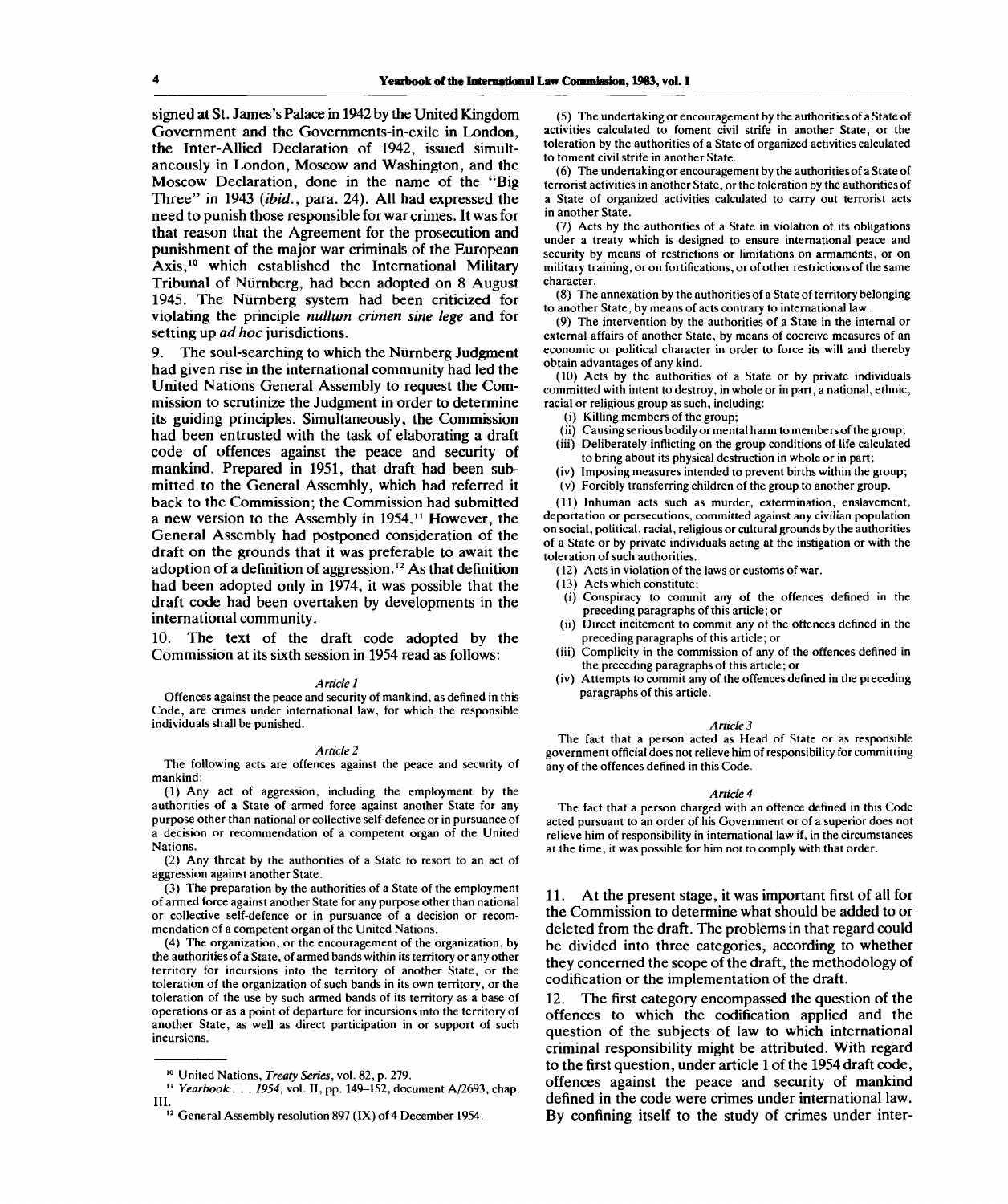signed at St. James's Palace in 1942 by the United Kingdom Government and the Governments-in-exile in London, the Inter-Allied Declaration of 1942, issued simultaneously in London, Moscow and Washington, and the Moscow Declaration, done in the name of the "Big Three" in 1943 (*ibid.*, para. 24). All had expressed the need to punish those responsible for war crimes. It was for that reason that the Agreement for the prosecution and punishment of the major war criminals of the European Axis,[10] which established the International Military Tribunal of Nürnberg, had been adopted on 8 August 1945. The Nürnberg system had been criticized for violating the principle *nullum crimen sine lege* and for setting up *ad hoc* jurisdictions.

9. The soul-searching to which the Nürnberg Judgment had given rise in the international community had led the United Nations General Assembly to request the Commission to scrutinize the Judgment in order to determine its guiding principles. Simultaneously, the Commission had been entrusted with the task of elaborating a draft code of offences against the peace and security of mankind. Prepared in 1951, that draft had been submitted to the General Assembly, which had referred it back to the Commission; the Commission had submitted a new version to the Assembly in 1954.[11] However, the General Assembly had postponed consideration of the draft on the grounds that it was preferable to await the adoption of a definition of aggression.[12] As that definition had been adopted only in 1974, it was possible that the draft code had been overtaken by developments in the international community.

10. The text of the draft code adopted by the Commission at its sixth session in 1954 read as follows:

*Article 1*

Offences against the peace and security of mankind, as defined in this Code, are crimes under international law, for which the responsible individuals shall be punished.

*Article 2*

The following acts are offences against the peace and security of mankind:

(1) Any act of aggression, including the employment by the authorities of a State of armed force against another State for any purpose other than national or collective self-defence or in pursuance of a decision or recommendation of a competent organ of the United Nations.

(2) Any threat by the authorities of a State to resort to an act of aggression against another State.

(3) The preparation by the authorities of a State of the employment of armed force against another State for any purpose other than national or collective self-defence or in pursuance of a decision or recommendation of a competent organ of the United Nations.

(4) The organization, or the encouragement of the organization, by the authorities of a State, of armed bands within its territory or any other territory for incursions into the territory of another State, or the toleration of the organization of such bands in its own territory, or the toleration of the use by such armed bands of its territory as a base of operations or as a point of departure for incursions into the territory of another State, as well as direct participation in or support of such incursions.

(5) The undertaking or encouragement by the authorities of a State of activities calculated to foment civil strife in another State, or the toleration by the authorities of a State of organized activities calculated to foment civil strife in another State.

(6) The undertaking or encouragement by the authorities of a State of terrorist activities in another State, or the toleration by the authorities of a State of organized activities calculated to carry out terrorist acts in another State.

(7) Acts by the authorities of a State in violation of its obligations under a treaty which is designed to ensure international peace and security by means of restrictions or limitations on armaments, or on military training, or on fortifications, or of other restrictions of the same character.

(8) The annexation by the authorities of a State of territory belonging to another State, by means of acts contrary to international law.

(9) The intervention by the authorities of a State in the internal or external affairs of another State, by means of coercive measures of an economic or political character in order to force its will and thereby obtain advantages of any kind.

(10) Acts by the authorities of a State or by private individuals committed with intent to destroy, in whole or in part, a national, ethnic, racial or religious group as such, including:

(i) Killing members of the group;
(ii) Causing serious bodily or mental harm to members of the group;
(iii) Deliberately inflicting on the group conditions of life calculated to bring about its physical destruction in whole or in part;
(iv) Imposing measures intended to prevent births within the group;
(v) Forcibly transferring children of the group to another group.

(11) Inhuman acts such as murder, extermination, enslavement, deportation or persecutions, committed against any civilian population on social, political, racial, religious or cultural grounds by the authorities of a State or by private individuals acting at the instigation or with the toleration of such authorities.

(12) Acts in violation of the laws or customs of war.

(13) Acts which constitute:

(i) Conspiracy to commit any of the offences defined in the preceding paragraphs of this article; or
(ii) Direct incitement to commit any of the offences defined in the preceding paragraphs of this article; or
(iii) Complicity in the commission of any of the offences defined in the preceding paragraphs of this article; or
(iv) Attempts to commit any of the offences defined in the preceding paragraphs of this article.

*Article 3*

The fact that a person acted as Head of State or as responsible government official does not relieve him of responsibility for committing any of the offences defined in this Code.

*Article 4*

The fact that a person charged with an offence defined in this Code acted pursuant to an order of his Government or of a superior does not relieve him of responsibility in international law if, in the circumstances at the time, it was possible for him not to comply with that order.

11. At the present stage, it was important first of all for the Commission to determine what should be added to or deleted from the draft. The problems in that regard could be divided into three categories, according to whether they concerned the scope of the draft, the methodology of codification or the implementation of the draft.

12. The first category encompassed the question of the offences to which the codification applied and the question of the subjects of law to which international criminal responsibility might be attributed. With regard to the first question, under article 1 of the 1954 draft code, offences against the peace and security of mankind defined in the code were crimes under international law. By confining itself to the study of crimes under inter-

---

[10] United Nations, *Treaty Series*, vol. 82, p. 279.

[11] *Yearbook . . . 1954*, vol. II, pp. 149–152, document A/2693, chap. III.

[12] General Assembly resolution 897 (IX) of 4 December 1954.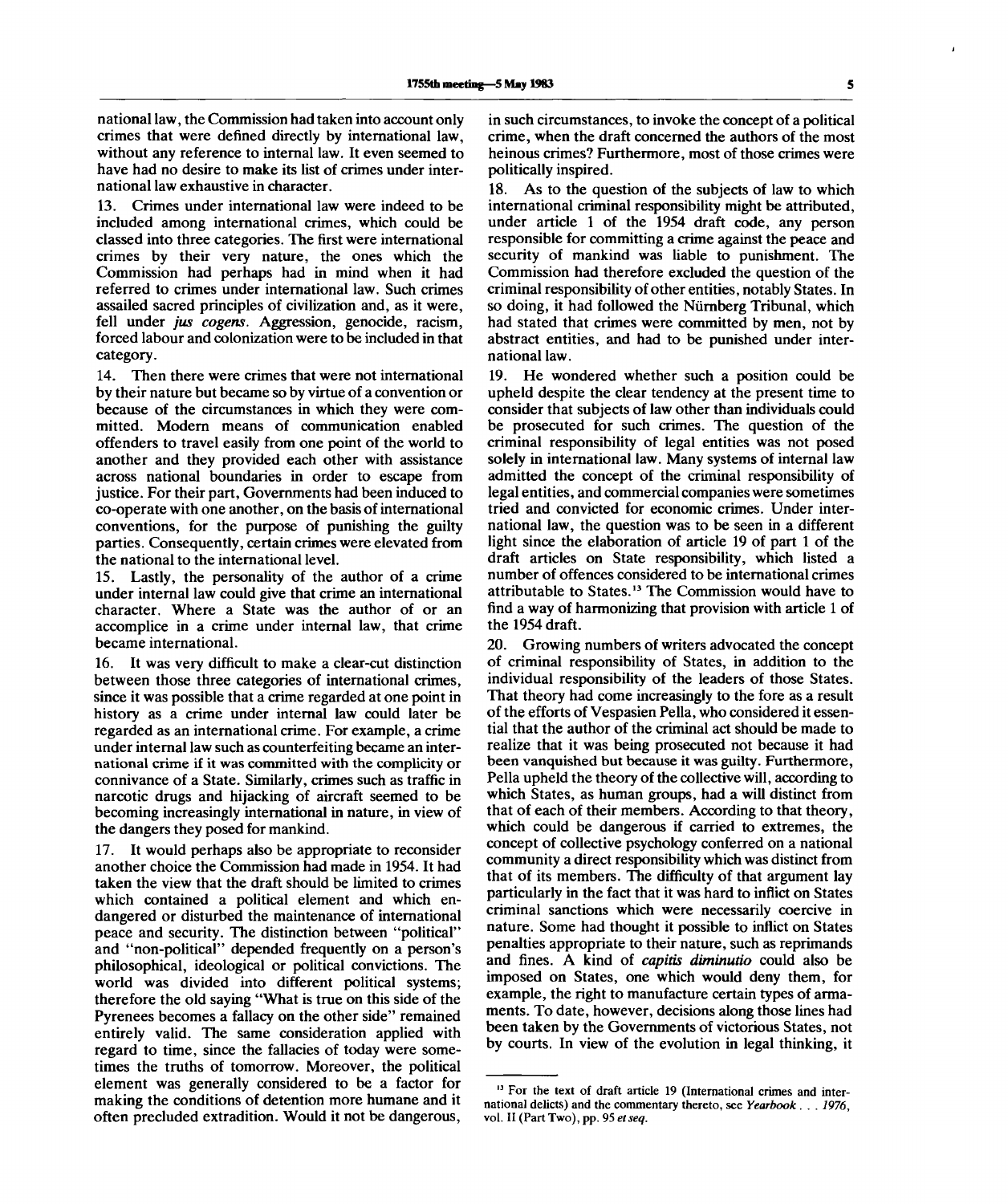national law, the Commission had taken into account only crimes that were defined directly by international law, without any reference to internal law. It even seemed to have had no desire to make its list of crimes under international law exhaustive in character.

13. Crimes under international law were indeed to be included among international crimes, which could be classed into three categories. The first were international crimes by their very nature, the ones which the Commission had perhaps had in mind when it had referred to crimes under international law. Such crimes assailed sacred principles of civilization and, as it were, fell under *jus cogens*. Aggression, genocide, racism, forced labour and colonization were to be included in that category.

14. Then there were crimes that were not international by their nature but became so by virtue of a convention or because of the circumstances in which they were committed. Modern means of communication enabled offenders to travel easily from one point of the world to another and they provided each other with assistance across national boundaries in order to escape from justice. For their part, Governments had been induced to co-operate with one another, on the basis of international conventions, for the purpose of punishing the guilty parties. Consequently, certain crimes were elevated from the national to the international level.

15. Lastly, the personality of the author of a crime under internal law could give that crime an international character. Where a State was the author of or an accomplice in a crime under internal law, that crime became international.

16. It was very difficult to make a clear-cut distinction between those three categories of international crimes, since it was possible that a crime regarded at one point in history as a crime under internal law could later be regarded as an international crime. For example, a crime under internal law such as counterfeiting became an international crime if it was committed with the complicity or connivance of a State. Similarly, crimes such as traffic in narcotic drugs and hijacking of aircraft seemed to be becoming increasingly international in nature, in view of the dangers they posed for mankind.

17. It would perhaps also be appropriate to reconsider another choice the Commission had made in 1954. It had taken the view that the draft should be limited to crimes which contained a political element and which endangered or disturbed the maintenance of international peace and security. The distinction between "political" and "non-political" depended frequently on a person's philosophical, ideological or political convictions. The world was divided into different political systems; therefore the old saying "What is true on this side of the Pyrenees becomes a fallacy on the other side" remained entirely valid. The same consideration applied with regard to time, since the fallacies of today were sometimes the truths of tomorrow. Moreover, the political element was generally considered to be a factor for making the conditions of detention more humane and it often precluded extradition. Would it not be dangerous, in such circumstances, to invoke the concept of a political crime, when the draft concerned the authors of the most heinous crimes? Furthermore, most of those crimes were politically inspired.

18. As to the question of the subjects of law to which international criminal responsibility might be attributed, under article 1 of the 1954 draft code, any person responsible for committing a crime against the peace and security of mankind was liable to punishment. The Commission had therefore excluded the question of the criminal responsibility of other entities, notably States. In so doing, it had followed the Nürnberg Tribunal, which had stated that crimes were committed by men, not by abstract entities, and had to be punished under international law.

19. He wondered whether such a position could be upheld despite the clear tendency at the present time to consider that subjects of law other than individuals could be prosecuted for such crimes. The question of the criminal responsibility of legal entities was not posed solely in international law. Many systems of internal law admitted the concept of the criminal responsibility of legal entities, and commercial companies were sometimes tried and convicted for economic crimes. Under international law, the question was to be seen in a different light since the elaboration of article 19 of part 1 of the draft articles on State responsibility, which listed a number of offences considered to be international crimes attributable to States.[13] The Commission would have to find a way of harmonizing that provision with article 1 of the 1954 draft.

20. Growing numbers of writers advocated the concept of criminal responsibility of States, in addition to the individual responsibility of the leaders of those States. That theory had come increasingly to the fore as a result of the efforts of Vespasien Pella, who considered it essential that the author of the criminal act should be made to realize that it was being prosecuted not because it had been vanquished but because it was guilty. Furthermore, Pella upheld the theory of the collective will, according to which States, as human groups, had a will distinct from that of each of their members. According to that theory, which could be dangerous if carried to extremes, the concept of collective psychology conferred on a national community a direct responsibility which was distinct from that of its members. The difficulty of that argument lay particularly in the fact that it was hard to inflict on States criminal sanctions which were necessarily coercive in nature. Some had thought it possible to inflict on States penalties appropriate to their nature, such as reprimands and fines. A kind of *capitis diminutio* could also be imposed on States, one which would deny them, for example, the right to manufacture certain types of armaments. To date, however, decisions along those lines had been taken by the Governments of victorious States, not by courts. In view of the evolution in legal thinking, it

---

[13] For the text of draft article 19 (International crimes and international delicts) and the commentary thereto, see *Yearbook . . . 1976*, vol. II (Part Two), pp. 95 *et seq.*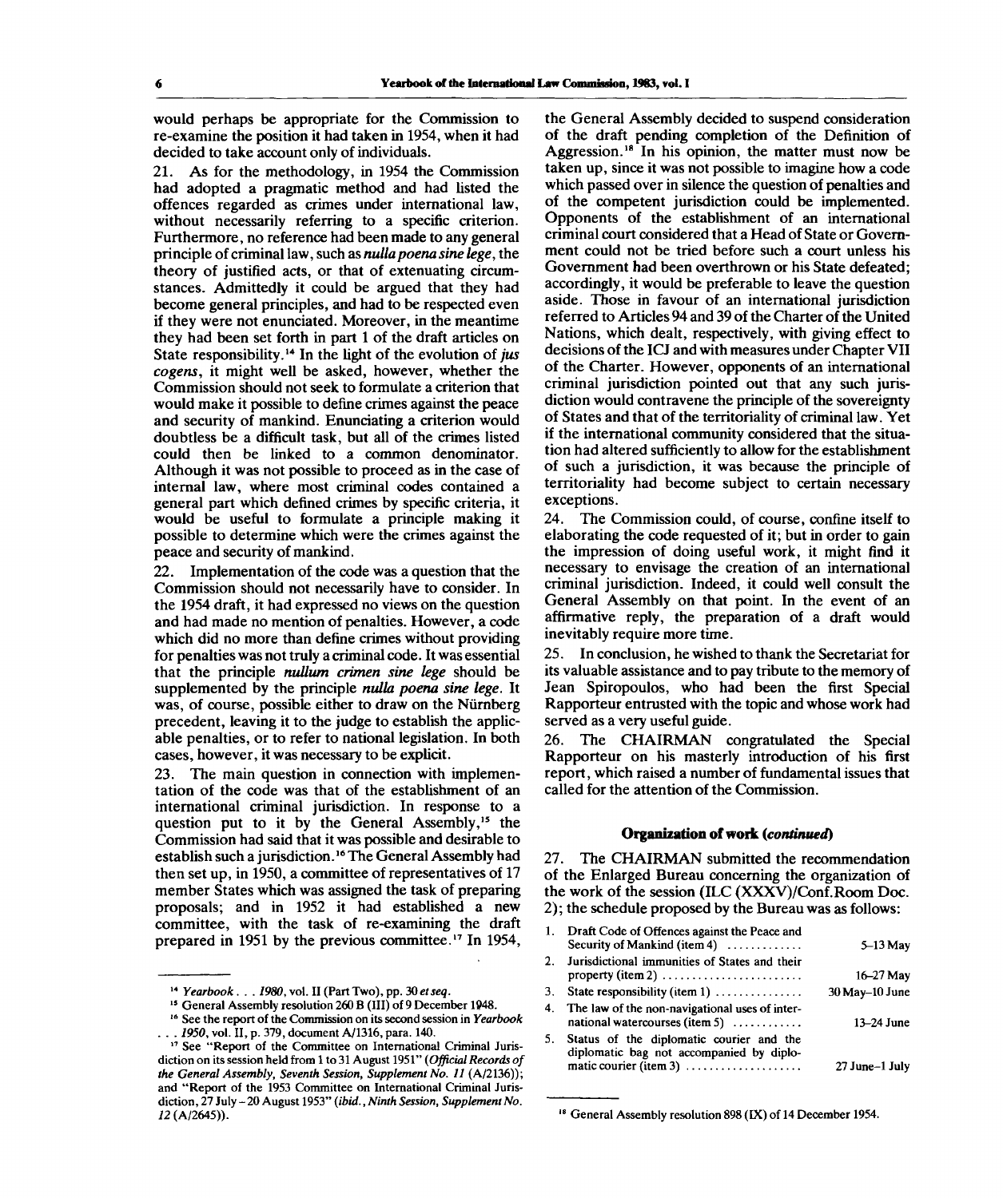would perhaps be appropriate for the Commission to re-examine the position it had taken in 1954, when it had decided to take account only of individuals.

21. As for the methodology, in 1954 the Commission had adopted a pragmatic method and had listed the offences regarded as crimes under international law, without necessarily referring to a specific criterion. Furthermore, no reference had been made to any general principle of criminal law, such as *nulla poena sine lege*, the theory of justified acts, or that of extenuating circumstances. Admittedly it could be argued that they had become general principles, and had to be respected even if they were not enunciated. Moreover, in the meantime they had been set forth in part 1 of the draft articles on State responsibility.[14] In the light of the evolution of *jus cogens*, it might well be asked, however, whether the Commission should not seek to formulate a criterion that would make it possible to define crimes against the peace and security of mankind. Enunciating a criterion would doubtless be a difficult task, but all of the crimes listed could then be linked to a common denominator. Although it was not possible to proceed as in the case of internal law, where most criminal codes contained a general part which defined crimes by specific criteria, it would be useful to formulate a principle making it possible to determine which were the crimes against the peace and security of mankind.

22. Implementation of the code was a question that the Commission should not necessarily have to consider. In the 1954 draft, it had expressed no views on the question and had made no mention of penalties. However, a code which did no more than define crimes without providing for penalties was not truly a criminal code. It was essential that the principle ***nullum crimen sine lege*** should be supplemented by the principle ***nulla poena sine lege***. It was, of course, possible either to draw on the Nürnberg precedent, leaving it to the judge to establish the applicable penalties, or to refer to national legislation. In both cases, however, it was necessary to be explicit.

23. The main question in connection with implementation of the code was that of the establishment of an international criminal jurisdiction. In response to a question put to it by the General Assembly,[15] the Commission had said that it was possible and desirable to establish such a jurisdiction.[16] The General Assembly had then set up, in 1950, a committee of representatives of 17 member States which was assigned the task of preparing proposals; and in 1952 it had established a new committee, with the task of re-examining the draft prepared in 1951 by the previous committee.[17] In 1954, the General Assembly decided to suspend consideration of the draft pending completion of the Definition of Aggression.[18] In his opinion, the matter must now be taken up, since it was not possible to imagine how a code which passed over in silence the question of penalties and of the competent jurisdiction could be implemented. Opponents of the establishment of an international criminal court considered that a Head of State or Government could not be tried before such a court unless his Government had been overthrown or his State defeated; accordingly, it would be preferable to leave the question aside. Those in favour of an international jurisdiction referred to Articles 94 and 39 of the Charter of the United Nations, which dealt, respectively, with giving effect to decisions of the ICJ and with measures under Chapter VII of the Charter. However, opponents of an international criminal jurisdiction pointed out that any such jurisdiction would contravene the principle of the sovereignty of States and that of the territoriality of criminal law. Yet if the international community considered that the situation had altered sufficiently to allow for the establishment of such a jurisdiction, it was because the principle of territoriality had become subject to certain necessary exceptions.

24. The Commission could, of course, confine itself to elaborating the code requested of it; but in order to gain the impression of doing useful work, it might find it necessary to envisage the creation of an international criminal jurisdiction. Indeed, it could well consult the General Assembly on that point. In the event of an affirmative reply, the preparation of a draft would inevitably require more time.

25. In conclusion, he wished to thank the Secretariat for its valuable assistance and to pay tribute to the memory of Jean Spiropoulos, who had been the first Special Rapporteur entrusted with the topic and whose work had served as a very useful guide.

26. The CHAIRMAN congratulated the Special Rapporteur on his masterly introduction of his first report, which raised a number of fundamental issues that called for the attention of the Commission.

### Organization of work (*continued*)

27. The CHAIRMAN submitted the recommendation of the Enlarged Bureau concerning the organization of the work of the session (ILC (XXXV)/Conf.Room Doc. 2); the schedule proposed by the Bureau was as follows:

| | | |
|---|---|---|
| 1. | Draft Code of Offences against the Peace and Security of Mankind (item 4) | 5–13 May |
| 2. | Jurisdictional immunities of States and their property (item 2) | 16–27 May |
| 3. | State responsibility (item 1) | 30 May–10 June |
| 4. | The law of the non-navigational uses of international watercourses (item 5) | 13–24 June |
| 5. | Status of the diplomatic courier and the diplomatic bag not accompanied by diplomatic courier (item 3) | 27 June–1 July |

---

[14] *Yearbook . . . 1980*, vol. II (Part Two), pp. 30 *et seq*.

[15] General Assembly resolution 260 B (III) of 9 December 1948.

[16] See the report of the Commission on its second session in *Yearbook . . . 1950*, vol. II, p. 379, document A/1316, para. 140.

[17] See "Report of the Committee on International Criminal Jurisdiction on its session held from 1 to 31 August 1951" (*Official Records of the General Assembly, Seventh Session, Supplement No. 11* (A/2136)); and "Report of the 1953 Committee on International Criminal Jurisdiction, 27 July – 20 August 1953" (*ibid., Ninth Session, Supplement No. 12* (A/2645)).

[18] General Assembly resolution 898 (IX) of 14 December 1954.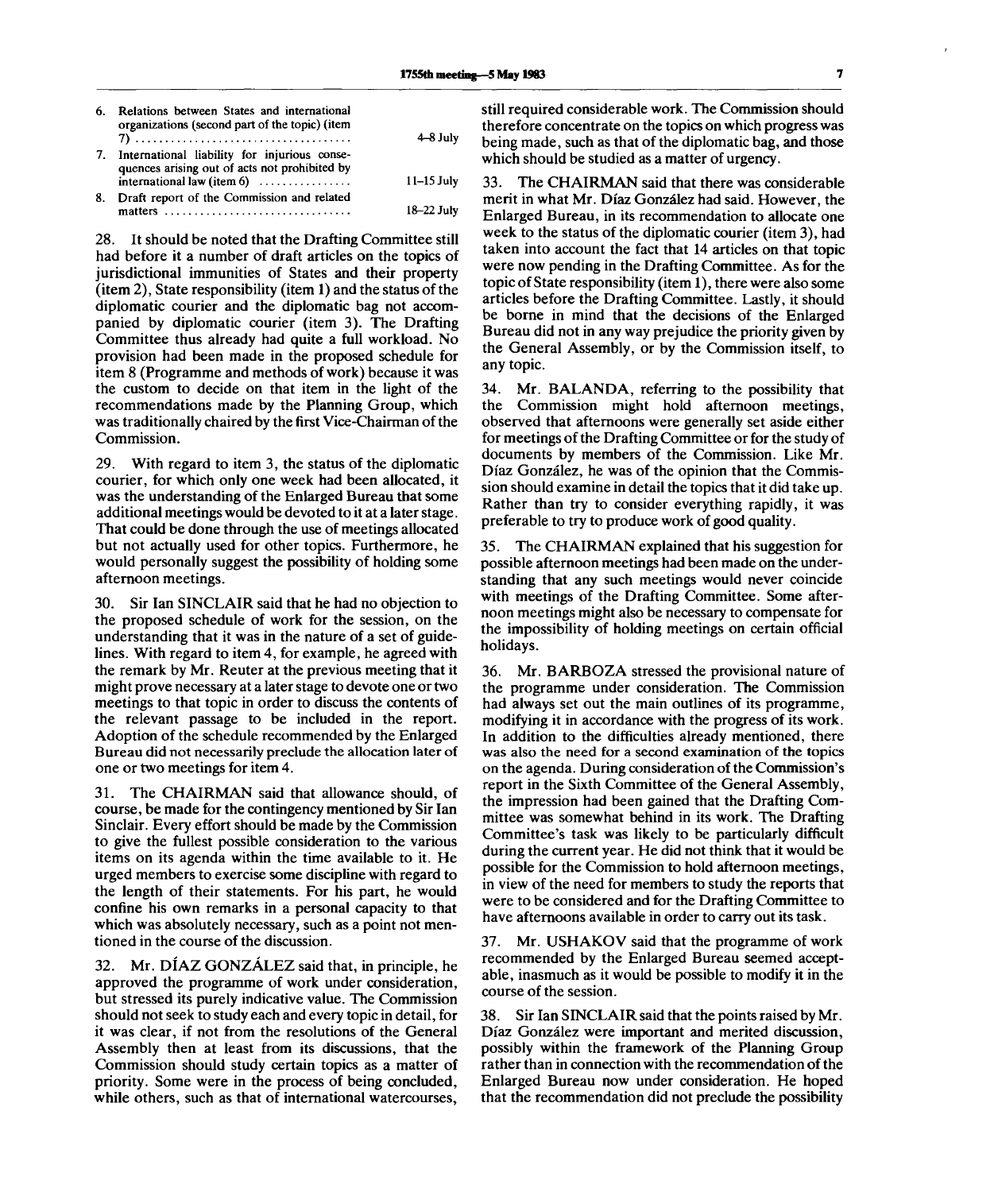| | | |
|---|---|---|
| 6. | Relations between States and international organizations (second part of the topic) (item 7) | 4–8 July |
| 7. | International liability for injurious consequences arising out of acts not prohibited by international law (item 6) | 11–15 July |
| 8. | Draft report of the Commission and related matters | 18–22 July |

28. It should be noted that the Drafting Committee still had before it a number of draft articles on the topics of jurisdictional immunities of States and their property (item 2), State responsibility (item 1) and the status of the diplomatic courier and the diplomatic bag not accompanied by diplomatic courier (item 3). The Drafting Committee thus already had quite a full workload. No provision had been made in the proposed schedule for item 8 (Programme and methods of work) because it was the custom to decide on that item in the light of the recommendations made by the Planning Group, which was traditionally chaired by the first Vice-Chairman of the Commission.

29. With regard to item 3, the status of the diplomatic courier, for which only one week had been allocated, it was the understanding of the Enlarged Bureau that some additional meetings would be devoted to it at a later stage. That could be done through the use of meetings allocated but not actually used for other topics. Furthermore, he would personally suggest the possibility of holding some afternoon meetings.

30. Sir Ian SINCLAIR said that he had no objection to the proposed schedule of work for the session, on the understanding that it was in the nature of a set of guidelines. With regard to item 4, for example, he agreed with the remark by Mr. Reuter at the previous meeting that it might prove necessary at a later stage to devote one or two meetings to that topic in order to discuss the contents of the relevant passage to be included in the report. Adoption of the schedule recommended by the Enlarged Bureau did not necessarily preclude the allocation later of one or two meetings for item 4.

31. The CHAIRMAN said that allowance should, of course, be made for the contingency mentioned by Sir Ian Sinclair. Every effort should be made by the Commission to give the fullest possible consideration to the various items on its agenda within the time available to it. He urged members to exercise some discipline with regard to the length of their statements. For his part, he would confine his own remarks in a personal capacity to that which was absolutely necessary, such as a point not mentioned in the course of the discussion.

32. Mr. DÍAZ GONZÁLEZ said that, in principle, he approved the programme of work under consideration, but stressed its purely indicative value. The Commission should not seek to study each and every topic in detail, for it was clear, if not from the resolutions of the General Assembly then at least from its discussions, that the Commission should study certain topics as a matter of priority. Some were in the process of being concluded, while others, such as that of international watercourses, still required considerable work. The Commission should therefore concentrate on the topics on which progress was being made, such as that of the diplomatic bag, and those which should be studied as a matter of urgency.

33. The CHAIRMAN said that there was considerable merit in what Mr. Díaz González had said. However, the Enlarged Bureau, in its recommendation to allocate one week to the status of the diplomatic courier (item 3), had taken into account the fact that 14 articles on that topic were now pending in the Drafting Committee. As for the topic of State responsibility (item 1), there were also some articles before the Drafting Committee. Lastly, it should be borne in mind that the decisions of the Enlarged Bureau did not in any way prejudice the priority given by the General Assembly, or by the Commission itself, to any topic.

34. Mr. BALANDA, referring to the possibility that the Commission might hold afternoon meetings, observed that afternoons were generally set aside either for meetings of the Drafting Committee or for the study of documents by members of the Commission. Like Mr. Díaz González, he was of the opinion that the Commission should examine in detail the topics that it did take up. Rather than try to consider everything rapidly, it was preferable to try to produce work of good quality.

35. The CHAIRMAN explained that his suggestion for possible afternoon meetings had been made on the understanding that any such meetings would never coincide with meetings of the Drafting Committee. Some afternoon meetings might also be necessary to compensate for the impossibility of holding meetings on certain official holidays.

36. Mr. BARBOZA stressed the provisional nature of the programme under consideration. The Commission had always set out the main outlines of its programme, modifying it in accordance with the progress of its work. In addition to the difficulties already mentioned, there was also the need for a second examination of the topics on the agenda. During consideration of the Commission's report in the Sixth Committee of the General Assembly, the impression had been gained that the Drafting Committee was somewhat behind in its work. The Drafting Committee's task was likely to be particularly difficult during the current year. He did not think that it would be possible for the Commission to hold afternoon meetings, in view of the need for members to study the reports that were to be considered and for the Drafting Committee to have afternoons available in order to carry out its task.

37. Mr. USHAKOV said that the programme of work recommended by the Enlarged Bureau seemed acceptable, inasmuch as it would be possible to modify it in the course of the session.

38. Sir Ian SINCLAIR said that the points raised by Mr. Díaz González were important and merited discussion, possibly within the framework of the Planning Group rather than in connection with the recommendation of the Enlarged Bureau now under consideration. He hoped that the recommendation did not preclude the possibility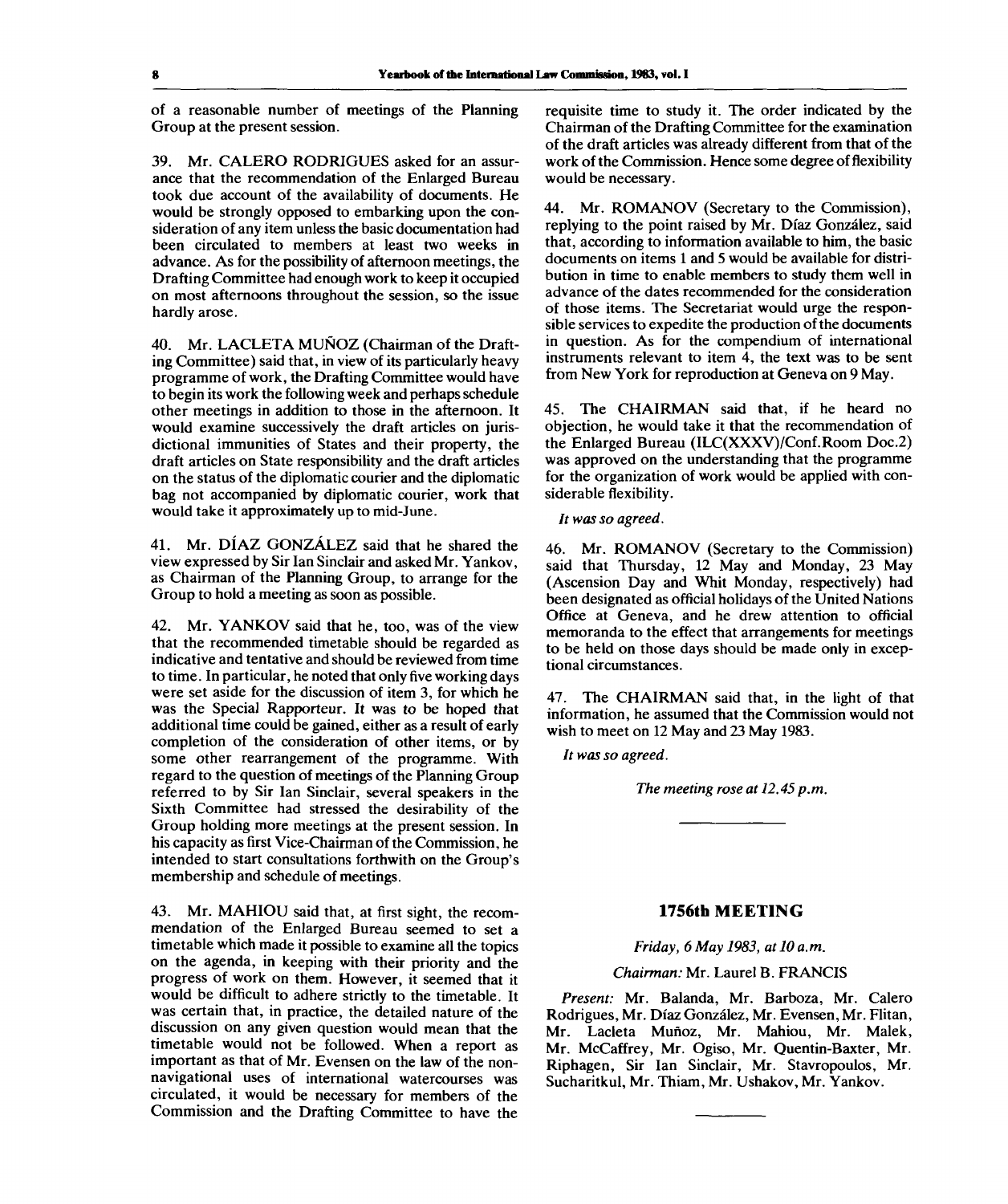of a reasonable number of meetings of the Planning Group at the present session.

39. Mr. CALERO RODRIGUES asked for an assurance that the recommendation of the Enlarged Bureau took due account of the availability of documents. He would be strongly opposed to embarking upon the consideration of any item unless the basic documentation had been circulated to members at least two weeks in advance. As for the possibility of afternoon meetings, the Drafting Committee had enough work to keep it occupied on most afternoons throughout the session, so the issue hardly arose.

40. Mr. LACLETA MUÑOZ (Chairman of the Drafting Committee) said that, in view of its particularly heavy programme of work, the Drafting Committee would have to begin its work the following week and perhaps schedule other meetings in addition to those in the afternoon. It would examine successively the draft articles on jurisdictional immunities of States and their property, the draft articles on State responsibility and the draft articles on the status of the diplomatic courier and the diplomatic bag not accompanied by diplomatic courier, work that would take it approximately up to mid-June.

41. Mr. DÍAZ GONZÁLEZ said that he shared the view expressed by Sir Ian Sinclair and asked Mr. Yankov, as Chairman of the Planning Group, to arrange for the Group to hold a meeting as soon as possible.

42. Mr. YANKOV said that he, too, was of the view that the recommended timetable should be regarded as indicative and tentative and should be reviewed from time to time. In particular, he noted that only five working days were set aside for the discussion of item 3, for which he was the Special Rapporteur. It was to be hoped that additional time could be gained, either as a result of early completion of the consideration of other items, or by some other rearrangement of the programme. With regard to the question of meetings of the Planning Group referred to by Sir Ian Sinclair, several speakers in the Sixth Committee had stressed the desirability of the Group holding more meetings at the present session. In his capacity as first Vice-Chairman of the Commission, he intended to start consultations forthwith on the Group's membership and schedule of meetings.

43. Mr. MAHIOU said that, at first sight, the recommendation of the Enlarged Bureau seemed to set a timetable which made it possible to examine all the topics on the agenda, in keeping with their priority and the progress of work on them. However, it seemed that it would be difficult to adhere strictly to the timetable. It was certain that, in practice, the detailed nature of the discussion on any given question would mean that the timetable would not be followed. When a report as important as that of Mr. Evensen on the law of the non-navigational uses of international watercourses was circulated, it would be necessary for members of the Commission and the Drafting Committee to have the requisite time to study it. The order indicated by the Chairman of the Drafting Committee for the examination of the draft articles was already different from that of the work of the Commission. Hence some degree of flexibility would be necessary.

44. Mr. ROMANOV (Secretary to the Commission), replying to the point raised by Mr. Díaz González, said that, according to information available to him, the basic documents on items 1 and 5 would be available for distribution in time to enable members to study them well in advance of the dates recommended for the consideration of those items. The Secretariat would urge the responsible services to expedite the production of the documents in question. As for the compendium of international instruments relevant to item 4, the text was to be sent from New York for reproduction at Geneva on 9 May.

45. The CHAIRMAN said that, if he heard no objection, he would take it that the recommendation of the Enlarged Bureau (ILC(XXXV)/Conf.Room Doc.2) was approved on the understanding that the programme for the organization of work would be applied with considerable flexibility.

*It was so agreed.*

46. Mr. ROMANOV (Secretary to the Commission) said that Thursday, 12 May and Monday, 23 May (Ascension Day and Whit Monday, respectively) had been designated as official holidays of the United Nations Office at Geneva, and he drew attention to official memoranda to the effect that arrangements for meetings to be held on those days should be made only in exceptional circumstances.

47. The CHAIRMAN said that, in the light of that information, he assumed that the Commission would not wish to meet on 12 May and 23 May 1983.

*It was so agreed.*

*The meeting rose at 12.45 p.m.*

---

## 1756th MEETING

*Friday, 6 May 1983, at 10 a.m.*

*Chairman:* Mr. Laurel B. FRANCIS

*Present:* Mr. Balanda, Mr. Barboza, Mr. Calero Rodrigues, Mr. Díaz González, Mr. Evensen, Mr. Flitan, Mr. Lacleta Muñoz, Mr. Mahiou, Mr. Malek, Mr. McCaffrey, Mr. Ogiso, Mr. Quentin-Baxter, Mr. Riphagen, Sir Ian Sinclair, Mr. Stavropoulos, Mr. Sucharitkul, Mr. Thiam, Mr. Ushakov, Mr. Yankov.